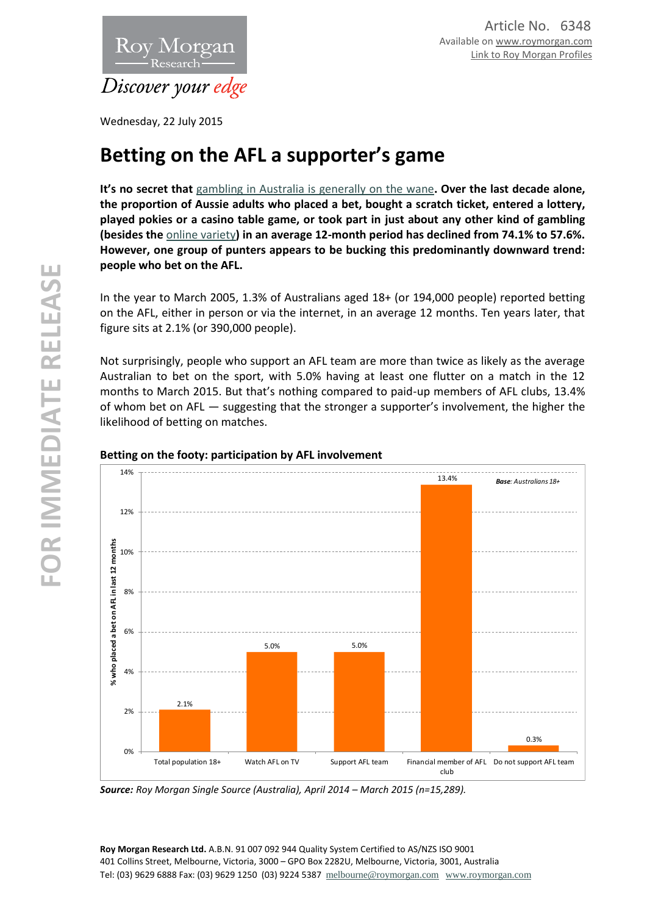Article No. 6348
Available on www.roymorgan.com
Link to Roy Morgan Profiles

Wednesday, 22 July 2015

# Betting on the AFL a supporter's game

**It's no secret that gambling in Australia is generally on the wane. Over the last decade alone, the proportion of Aussie adults who placed a bet, bought a scratch ticket, entered a lottery, played pokies or a casino table game, or took part in just about any other kind of gambling (besides the online variety) in an average 12-month period has declined from 74.1% to 57.6%. However, one group of punters appears to be bucking this predominantly downward trend: people who bet on the AFL.**

In the year to March 2005, 1.3% of Australians aged 18+ (or 194,000 people) reported betting on the AFL, either in person or via the internet, in an average 12 months. Ten years later, that figure sits at 2.1% (or 390,000 people).

Not surprisingly, people who support an AFL team are more than twice as likely as the average Australian to bet on the sport, with 5.0% having at least one flutter on a match in the 12 months to March 2015. But that's nothing compared to paid-up members of AFL clubs, 13.4% of whom bet on AFL — suggesting that the stronger a supporter's involvement, the higher the likelihood of betting on matches.

**Betting on the footy: participation by AFL involvement**

| | % who placed a bet on AFL in last 12 months |
|---|---|
| Total population 18+ | 2.1% |
| Watch AFL on TV | 5.0% |
| Support AFL team | 5.0% |
| Financial member of AFL club | 13.4% |
| Do not support AFL team | 0.3% |

*Base: Australians 18+*

***Source:** Roy Morgan Single Source (Australia), April 2014 – March 2015 (n=15,289).*

**Roy Morgan Research Ltd.** A.B.N. 91 007 092 944 Quality System Certified to AS/NZS ISO 9001
401 Collins Street, Melbourne, Victoria, 3000 – GPO Box 2282U, Melbourne, Victoria, 3001, Australia
Tel: (03) 9629 6888 Fax: (03) 9629 1250 (03) 9224 5387 melbourne@roymorgan.com www.roymorgan.com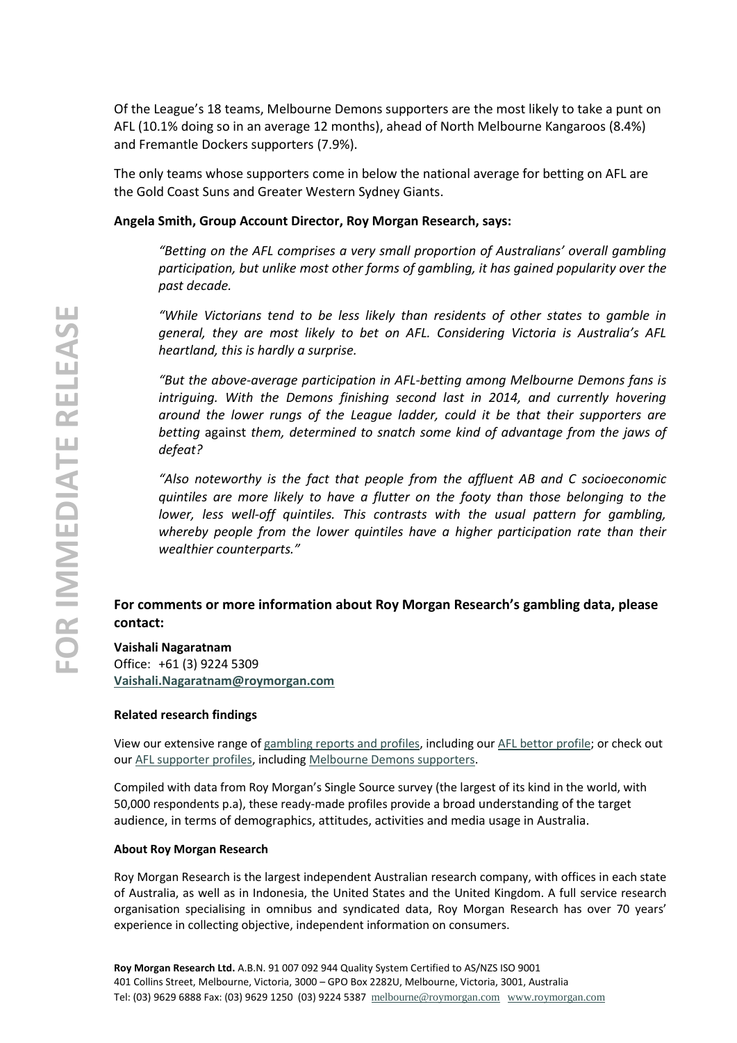Of the League's 18 teams, Melbourne Demons supporters are the most likely to take a punt on AFL (10.1% doing so in an average 12 months), ahead of North Melbourne Kangaroos (8.4%) and Fremantle Dockers supporters (7.9%).

The only teams whose supporters come in below the national average for betting on AFL are the Gold Coast Suns and Greater Western Sydney Giants.

**Angela Smith, Group Account Director, Roy Morgan Research, says:**

> *"Betting on the AFL comprises a very small proportion of Australians' overall gambling participation, but unlike most other forms of gambling, it has gained popularity over the past decade.*
>
> *"While Victorians tend to be less likely than residents of other states to gamble in general, they are most likely to bet on AFL. Considering Victoria is Australia's AFL heartland, this is hardly a surprise.*
>
> *"But the above-average participation in AFL-betting among Melbourne Demons fans is intriguing. With the Demons finishing second last in 2014, and currently hovering around the lower rungs of the League ladder, could it be that their supporters are betting* against *them, determined to snatch some kind of advantage from the jaws of defeat?*
>
> *"Also noteworthy is the fact that people from the affluent AB and C socioeconomic quintiles are more likely to have a flutter on the footy than those belonging to the lower, less well-off quintiles. This contrasts with the usual pattern for gambling, whereby people from the lower quintiles have a higher participation rate than their wealthier counterparts."*

## For comments or more information about Roy Morgan Research's gambling data, please contact:

**Vaishali Nagaratnam**
Office: +61 (3) 9224 5309
**Vaishali.Nagaratnam@roymorgan.com**

#### Related research findings

View our extensive range of gambling reports and profiles, including our AFL bettor profile; or check out our AFL supporter profiles, including Melbourne Demons supporters.

Compiled with data from Roy Morgan's Single Source survey (the largest of its kind in the world, with 50,000 respondents p.a), these ready-made profiles provide a broad understanding of the target audience, in terms of demographics, attitudes, activities and media usage in Australia.

#### About Roy Morgan Research

Roy Morgan Research is the largest independent Australian research company, with offices in each state of Australia, as well as in Indonesia, the United States and the United Kingdom. A full service research organisation specialising in omnibus and syndicated data, Roy Morgan Research has over 70 years' experience in collecting objective, independent information on consumers.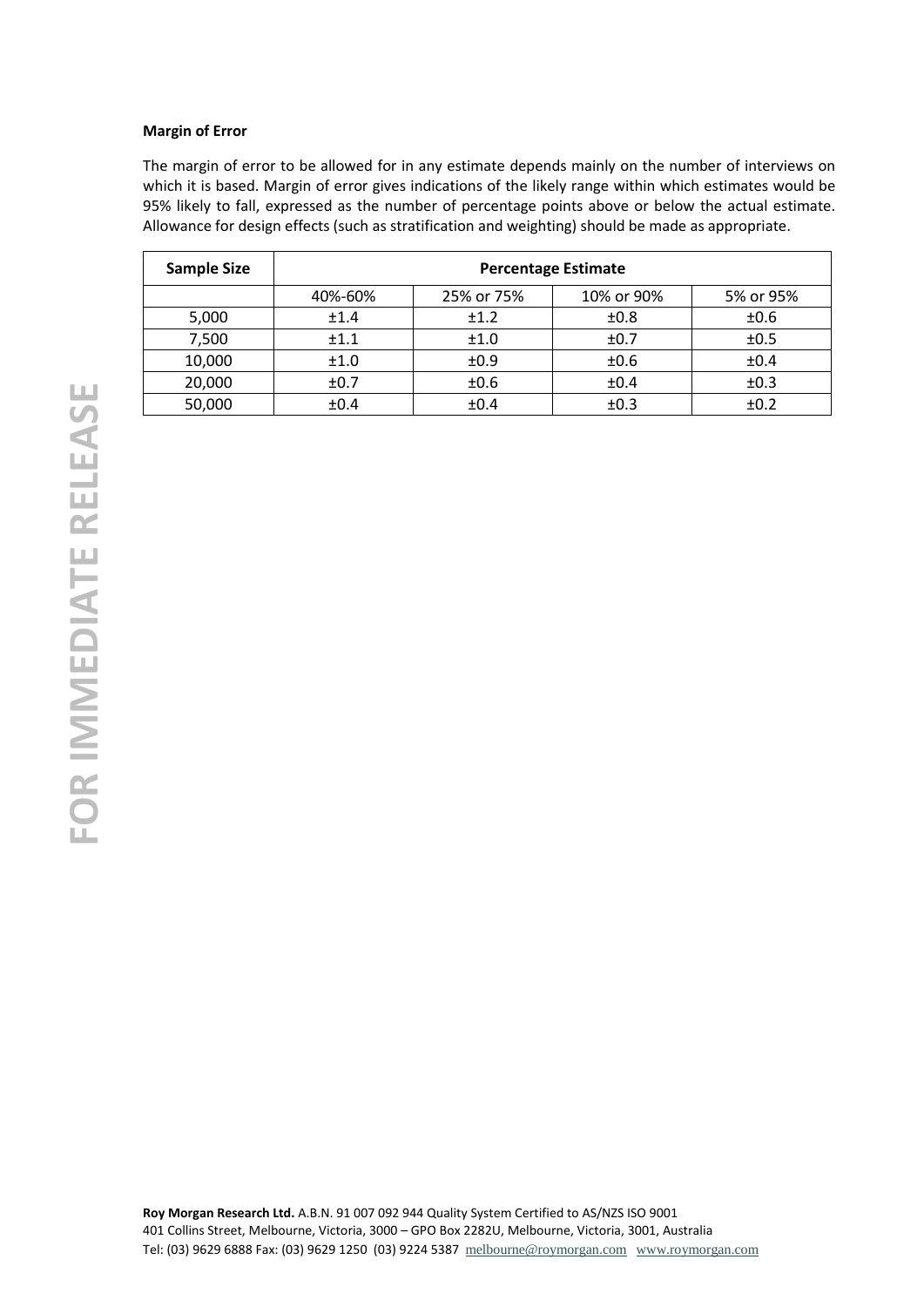**Margin of Error**

The margin of error to be allowed for in any estimate depends mainly on the number of interviews on which it is based. Margin of error gives indications of the likely range within which estimates would be 95% likely to fall, expressed as the number of percentage points above or below the actual estimate. Allowance for design effects (such as stratification and weighting) should be made as appropriate.

| Sample Size | Percentage Estimate | | | |
|---|---|---|---|---|
| | 40%-60% | 25% or 75% | 10% or 90% | 5% or 95% |
| 5,000 | ±1.4 | ±1.2 | ±0.8 | ±0.6 |
| 7,500 | ±1.1 | ±1.0 | ±0.7 | ±0.5 |
| 10,000 | ±1.0 | ±0.9 | ±0.6 | ±0.4 |
| 20,000 | ±0.7 | ±0.6 | ±0.4 | ±0.3 |
| 50,000 | ±0.4 | ±0.4 | ±0.3 | ±0.2 |